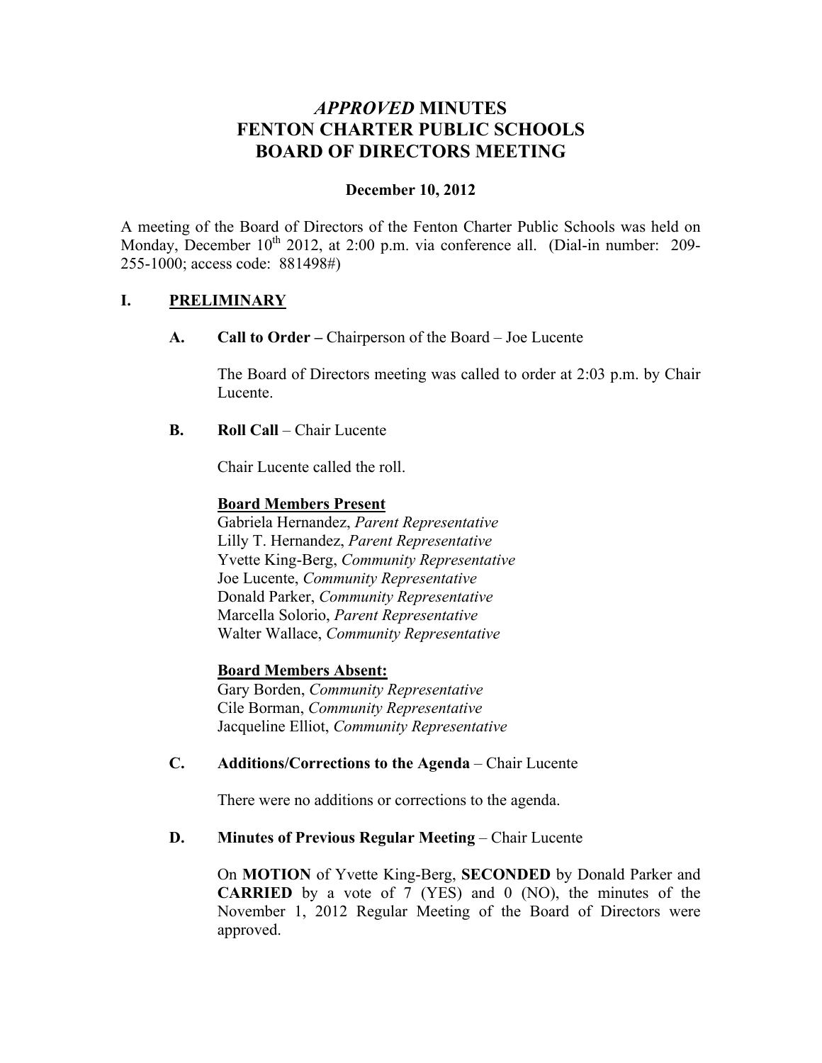# *APPROVED* MINUTES
# FENTON CHARTER PUBLIC SCHOOLS
# BOARD OF DIRECTORS MEETING

**December 10, 2012**

A meeting of the Board of Directors of the Fenton Charter Public Schools was held on Monday, December 10th 2012, at 2:00 p.m. via conference all. (Dial-in number: 209-255-1000; access code: 881498#)

## I. PRELIMINARY

**A. Call to Order –** Chairperson of the Board – Joe Lucente

The Board of Directors meeting was called to order at 2:03 p.m. by Chair Lucente.

**B. Roll Call** – Chair Lucente

Chair Lucente called the roll.

**Board Members Present**

Gabriela Hernandez, *Parent Representative*
Lilly T. Hernandez, *Parent Representative*
Yvette King-Berg, *Community Representative*
Joe Lucente, *Community Representative*
Donald Parker, *Community Representative*
Marcella Solorio, *Parent Representative*
Walter Wallace, *Community Representative*

**Board Members Absent:**

Gary Borden, *Community Representative*
Cile Borman, *Community Representative*
Jacqueline Elliot, *Community Representative*

**C. Additions/Corrections to the Agenda** – Chair Lucente

There were no additions or corrections to the agenda.

**D. Minutes of Previous Regular Meeting** – Chair Lucente

On **MOTION** of Yvette King-Berg, **SECONDED** by Donald Parker and **CARRIED** by a vote of 7 (YES) and 0 (NO), the minutes of the November 1, 2012 Regular Meeting of the Board of Directors were approved.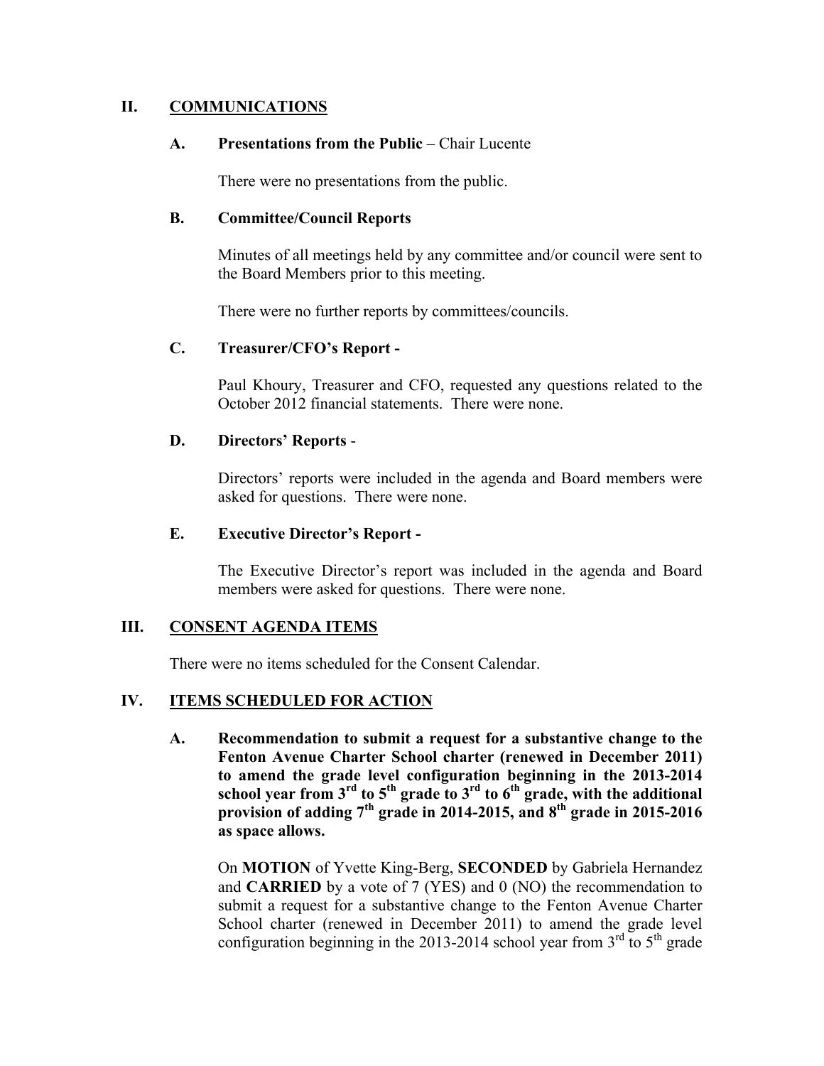## II. COMMUNICATIONS

### A. Presentations from the Public – Chair Lucente

There were no presentations from the public.

### B. Committee/Council Reports

Minutes of all meetings held by any committee and/or council were sent to the Board Members prior to this meeting.

There were no further reports by committees/councils.

### C. Treasurer/CFO's Report -

Paul Khoury, Treasurer and CFO, requested any questions related to the October 2012 financial statements. There were none.

### D. Directors' Reports -

Directors' reports were included in the agenda and Board members were asked for questions. There were none.

### E. Executive Director's Report -

The Executive Director's report was included in the agenda and Board members were asked for questions. There were none.

## III. CONSENT AGENDA ITEMS

There were no items scheduled for the Consent Calendar.

## IV. ITEMS SCHEDULED FOR ACTION

### A. Recommendation to submit a request for a substantive change to the Fenton Avenue Charter School charter (renewed in December 2011) to amend the grade level configuration beginning in the 2013-2014 school year from 3rd to 5th grade to 3rd to 6th grade, with the additional provision of adding 7th grade in 2014-2015, and 8th grade in 2015-2016 as space allows.

On **MOTION** of Yvette King-Berg, **SECONDED** by Gabriela Hernandez and **CARRIED** by a vote of 7 (YES) and 0 (NO) the recommendation to submit a request for a substantive change to the Fenton Avenue Charter School charter (renewed in December 2011) to amend the grade level configuration beginning in the 2013-2014 school year from 3rd to 5th grade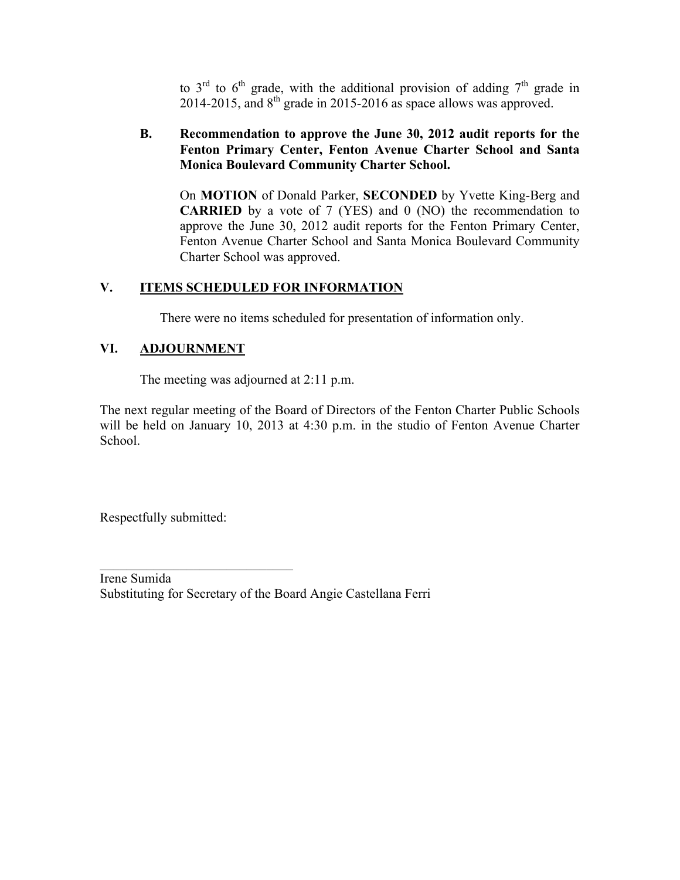to 3rd to 6th grade, with the additional provision of adding 7th grade in 2014-2015, and 8th grade in 2015-2016 as space allows was approved.

**B. Recommendation to approve the June 30, 2012 audit reports for the Fenton Primary Center, Fenton Avenue Charter School and Santa Monica Boulevard Community Charter School.**

On **MOTION** of Donald Parker, **SECONDED** by Yvette King-Berg and **CARRIED** by a vote of 7 (YES) and 0 (NO) the recommendation to approve the June 30, 2012 audit reports for the Fenton Primary Center, Fenton Avenue Charter School and Santa Monica Boulevard Community Charter School was approved.

## V. ITEMS SCHEDULED FOR INFORMATION

There were no items scheduled for presentation of information only.

## VI. ADJOURNMENT

The meeting was adjourned at 2:11 p.m.

The next regular meeting of the Board of Directors of the Fenton Charter Public Schools will be held on January 10, 2013 at 4:30 p.m. in the studio of Fenton Avenue Charter School.

Respectfully submitted:

______________________________

Irene Sumida
Substituting for Secretary of the Board Angie Castellana Ferri